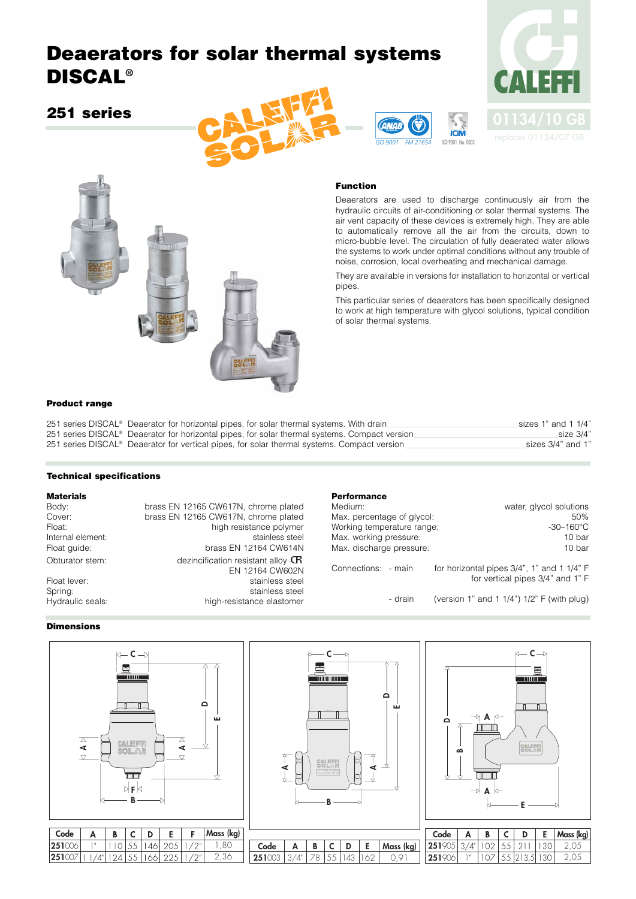# Deaerators for solar thermal systems DISCAL®

## 251 series

01134/10 GB

replaces 01134/07 GB

### Function

Deaerators are used to discharge continuously air from the hydraulic circuits of air-conditioning or solar thermal systems. The air vent capacity of these devices is extremely high. They are able to automatically remove all the air from the circuits, down to micro-bubble level. The circulation of fully deaerated water allows the systems to work under optimal conditions without any trouble of noise, corrosion, local overheating and mechanical damage.

They are available in versions for installation to horizontal or vertical pipes.

This particular series of deaerators has been specifically designed to work at high temperature with glycol solutions, typical condition of solar thermal systems.

### Product range

| | | |
|---|---|---|
| 251 series DISCAL® | Deaerator for horizontal pipes, for solar thermal systems. With drain | sizes 1" and 1 1/4" |
| 251 series DISCAL® | Deaerator for horizontal pipes, for solar thermal systems. Compact version | size 3/4" |
| 251 series DISCAL® | Deaerator for vertical pipes, for solar thermal systems. Compact version | sizes 3/4" and 1" |

### Technical specifications

**Materials**

| | |
|---|---|
| Body: | brass EN 12165 CW617N, chrome plated |
| Cover: | brass EN 12165 CW617N, chrome plated |
| Float: | high resistance polymer |
| Internal element: | stainless steel |
| Float guide: | brass EN 12164 CW614N |
| Obturator stem: | dezincification resistant alloy CR EN 12164 CW602N |
| Float lever: | stainless steel |
| Spring: | stainless steel |
| Hydraulic seals: | high-resistance elastomer |

**Performance**

| | |
|---|---|
| Medium: | water, glycol solutions |
| Max. percentage of glycol: | 50% |
| Working temperature range: | -30–160°C |
| Max. working pressure: | 10 bar |
| Max. discharge pressure: | 10 bar |

Connections: - main: for horizontal pipes 3/4", 1" and 1 1/4" F; for vertical pipes 3/4" and 1" F

- drain: (version 1" and 1 1/4") 1/2" F (with plug)

### Dimensions

| Code | A | B | C | D | E | F | Mass (kg) |
|---|---|---|---|---|---|---|---|
| 251006 | 1" | 110 | 55 | 146 | 205 | 1/2" | 1,80 |
| 251007 | 1 1/4" | 124 | 55 | 166 | 225 | 1/2" | 2,36 |

| Code | A | B | C | D | E | Mass (kg) |
|---|---|---|---|---|---|---|
| 251003 | 3/4" | 78 | 55 | 143 | 162 | 0,91 |

| Code | A | B | C | D | E | Mass (kg) |
|---|---|---|---|---|---|---|
| 251905 | 3/4" | 102 | 55 | 211 | 130 | 2,05 |
| 251906 | 1" | 107 | 55 | 213,5 | 130 | 2,05 |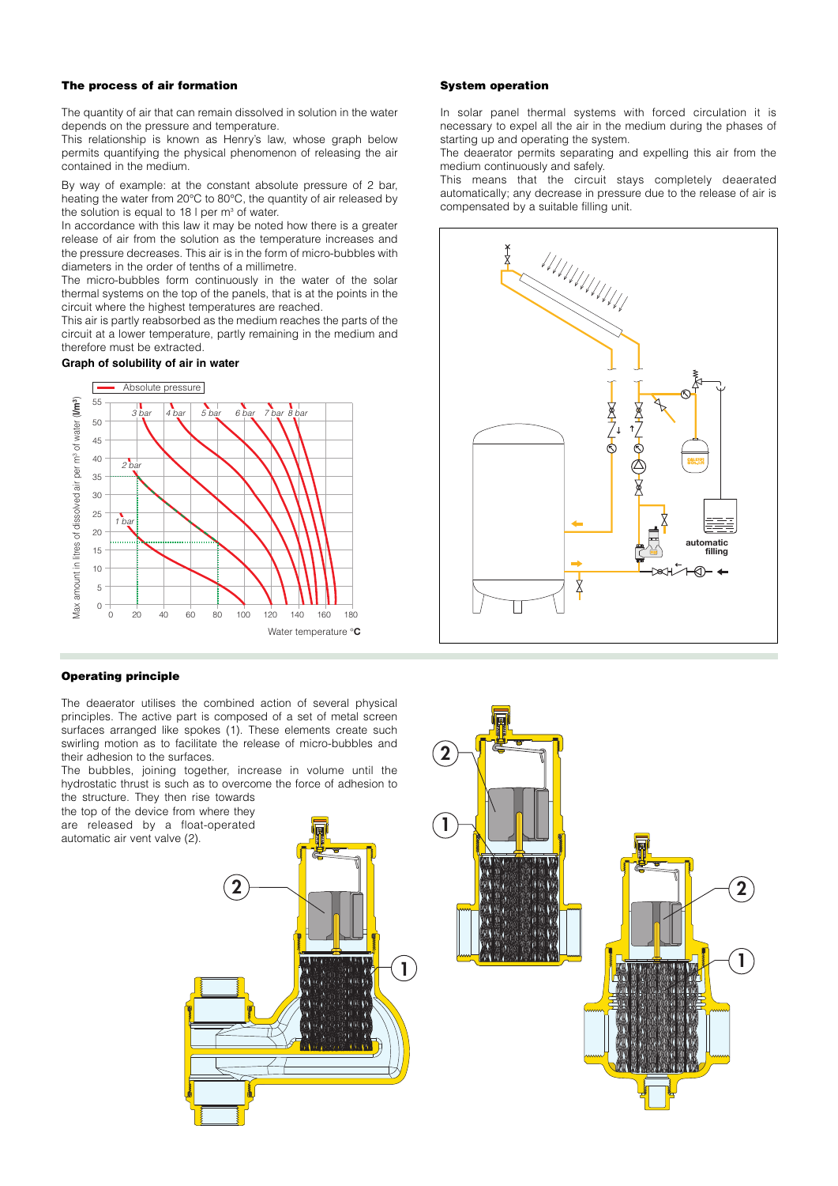### The process of air formation

The quantity of air that can remain dissolved in solution in the water depends on the pressure and temperature.
This relationship is known as Henry's law, whose graph below permits quantifying the physical phenomenon of releasing the air contained in the medium.

By way of example: at the constant absolute pressure of 2 bar, heating the water from 20°C to 80°C, the quantity of air released by the solution is equal to 18 l per m³ of water.
In accordance with this law it may be noted how there is a greater release of air from the solution as the temperature increases and the pressure decreases. This air is in the form of micro-bubbles with diameters in the order of tenths of a millimetre.
The micro-bubbles form continuously in the water of the solar thermal systems on the top of the panels, that is at the points in the circuit where the highest temperatures are reached.
This air is partly reabsorbed as the medium reaches the parts of the circuit at a lower temperature, partly remaining in the medium and therefore must be extracted.

**Graph of solubility of air in water**

Absolute pressure: 1 bar, 2 bar, 3 bar, 4 bar, 5 bar, 6 bar, 7 bar, 8 bar

Max amount in litres of dissolved air per m³ of water (l/m³)

Water temperature °C

### System operation

In solar panel thermal systems with forced circulation it is necessary to expel all the air in the medium during the phases of starting up and operating the system.
The deaerator permits separating and expelling this air from the medium continuously and safely.
This means that the circuit stays completely deaerated automatically; any decrease in pressure due to the release of air is compensated by a suitable filling unit.

automatic filling

### Operating principle

The deaerator utilises the combined action of several physical principles. The active part is composed of a set of metal screen surfaces arranged like spokes (1). These elements create such swirling motion as to facilitate the release of micro-bubbles and their adhesion to the surfaces.
The bubbles, joining together, increase in volume until the hydrostatic thrust is such as to overcome the force of adhesion to the structure. They then rise towards the top of the device from where they are released by a float-operated automatic air vent valve (2).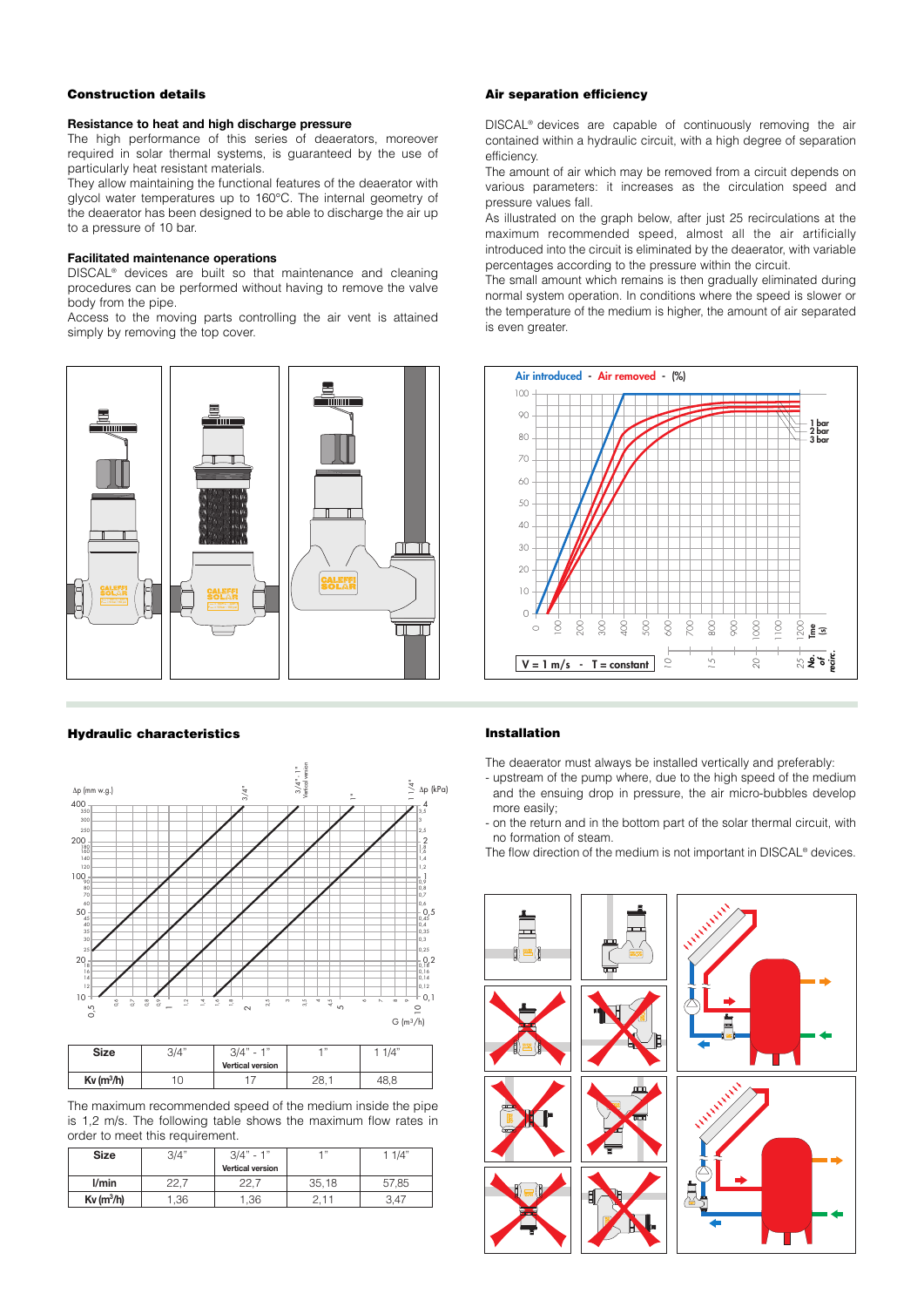## Construction details

### Resistance to heat and high discharge pressure

The high performance of this series of deaerators, moreover required in solar thermal systems, is guaranteed by the use of particularly heat resistant materials.
They allow maintaining the functional features of the deaerator with glycol water temperatures up to 160°C. The internal geometry of the deaerator has been designed to be able to discharge the air up to a pressure of 10 bar.

### Facilitated maintenance operations

DISCAL® devices are built so that maintenance and cleaning procedures can be performed without having to remove the valve body from the pipe.
Access to the moving parts controlling the air vent is attained simply by removing the top cover.

## Air separation efficiency

DISCAL® devices are capable of continuously removing the air contained within a hydraulic circuit, with a high degree of separation efficiency.
The amount of air which may be removed from a circuit depends on various parameters: it increases as the circulation speed and pressure values fall.
As illustrated on the graph below, after just 25 recirculations at the maximum recommended speed, almost all the air artificially introduced into the circuit is eliminated by the deaerator, with variable percentages according to the pressure within the circuit.
The small amount which remains is then gradually eliminated during normal system operation. In conditions where the speed is slower or the temperature of the medium is higher, the amount of air separated is even greater.

## Hydraulic characteristics

| Size | 3/4" | 3/4" - 1" Vertical version | 1" | 1 1/4" |
|---|---|---|---|---|
| Kv (m³/h) | 10 | 17 | 28,1 | 48,8 |

The maximum recommended speed of the medium inside the pipe is 1,2 m/s. The following table shows the maximum flow rates in order to meet this requirement.

| Size | 3/4" | 3/4" - 1" Vertical version | 1" | 1 1/4" |
|---|---|---|---|---|
| l/min | 22,7 | 22,7 | 35,18 | 57,85 |
| Kv (m³/h) | 1,36 | 1,36 | 2,11 | 3,47 |

## Installation

The deaerator must always be installed vertically and preferably:

- upstream of the pump where, due to the high speed of the medium and the ensuing drop in pressure, the air micro-bubbles develop more easily;
- on the return and in the bottom part of the solar thermal circuit, with no formation of steam.

The flow direction of the medium is not important in DISCAL® devices.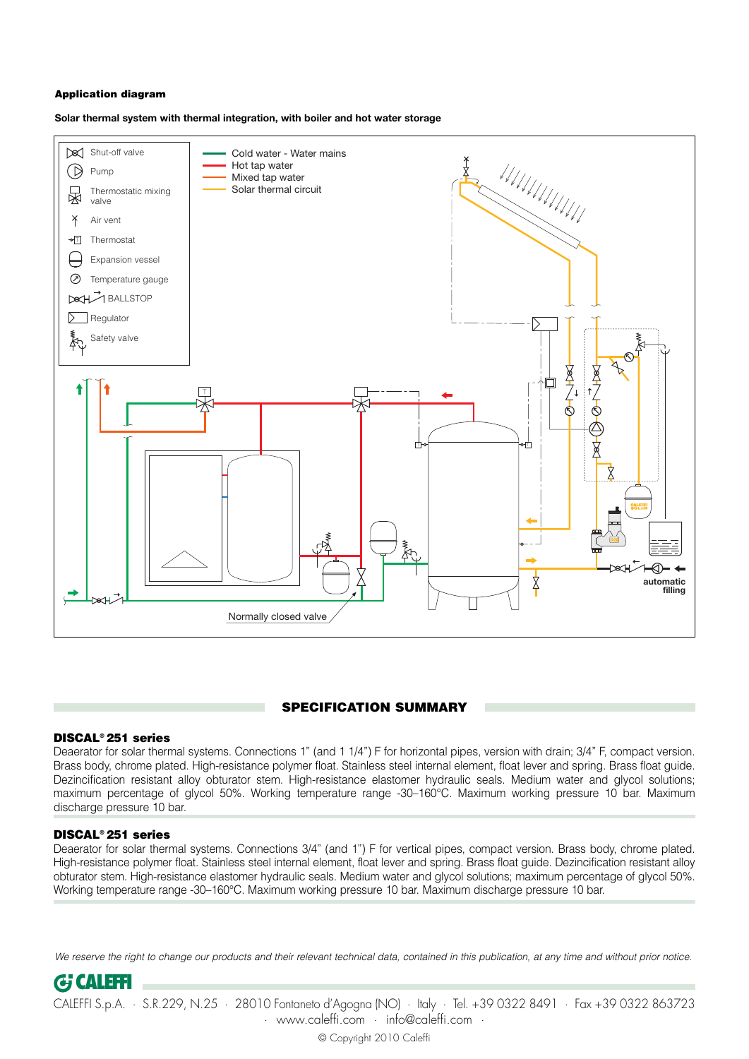**Application diagram**

**Solar thermal system with thermal integration, with boiler and hot water storage**

Shut-off valve
Pump
Thermostatic mixing valve
Air vent
Thermostat
Expansion vessel
Temperature gauge
BALLSTOP
Regulator
Safety valve

Cold water - Water mains
Hot tap water
Mixed tap water
Solar thermal circuit

automatic filling

Normally closed valve

## SPECIFICATION SUMMARY

**DISCAL® 251 series**

Deaerator for solar thermal systems. Connections 1" (and 1 1/4") F for horizontal pipes, version with drain; 3/4" F, compact version. Brass body, chrome plated. High-resistance polymer float. Stainless steel internal element, float lever and spring. Brass float guide. Dezincification resistant alloy obturator stem. High-resistance elastomer hydraulic seals. Medium water and glycol solutions; maximum percentage of glycol 50%. Working temperature range -30–160°C. Maximum working pressure 10 bar. Maximum discharge pressure 10 bar.

**DISCAL® 251 series**

Deaerator for solar thermal systems. Connections 3/4" (and 1") F for vertical pipes, compact version. Brass body, chrome plated. High-resistance polymer float. Stainless steel internal element, float lever and spring. Brass float guide. Dezincification resistant alloy obturator stem. High-resistance elastomer hydraulic seals. Medium water and glycol solutions; maximum percentage of glycol 50%. Working temperature range -30–160°C. Maximum working pressure 10 bar. Maximum discharge pressure 10 bar.

*We reserve the right to change our products and their relevant technical data, contained in this publication, at any time and without prior notice.*

CALEFFI

CALEFFI S.p.A. · S.R.229, N.25 · 28010 Fontaneto d'Agogna (NO) · Italy · Tel. +39 0322 8491 · Fax +39 0322 863723 · www.caleffi.com · info@caleffi.com ·

© Copyright 2010 Caleffi